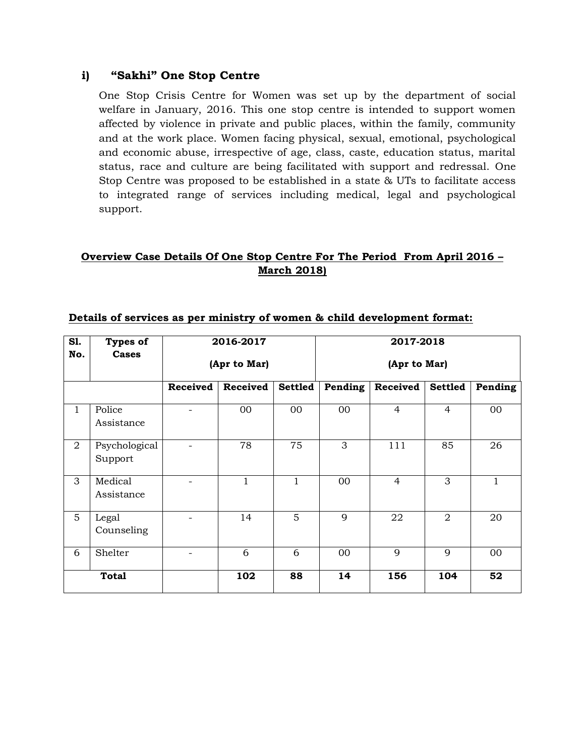## i) "Sakhi" One Stop Centre

One Stop Crisis Centre for Women was set up by the department of social welfare in January, 2016. This one stop centre is intended to support women affected by violence in private and public places, within the family, community and at the work place. Women facing physical, sexual, emotional, psychological and economic abuse, irrespective of age, class, caste, education status, marital status, race and culture are being facilitated with support and redressal. One Stop Centre was proposed to be established in a state & UTs to facilitate access to integrated range of services including medical, legal and psychological support.

**Overview Case Details Of One Stop Centre For The Period From April 2016 – March 2018)**

**Details of services as per ministry of women & child development format:**

| Sl. No. | Types of Cases | 2016-2017 (Apr to Mar) | | | | 2017-2018 (Apr to Mar) | | |
|---|---|---|---|---|---|---|---|---|
| | | **Received** | **Received** | **Settled** | **Pending** | **Received** | **Settled** | **Pending** |
| 1 | Police Assistance | - | 00 | 00 | 00 | 4 | 4 | 00 |
| 2 | Psychological Support | - | 78 | 75 | 3 | 111 | 85 | 26 |
| 3 | Medical Assistance | - | 1 | 1 | 00 | 4 | 3 | 1 |
| 5 | Legal Counseling | - | 14 | 5 | 9 | 22 | 2 | 20 |
| 6 | Shelter | - | 6 | 6 | 00 | 9 | 9 | 00 |
| **Total** | | | **102** | **88** | **14** | **156** | **104** | **52** |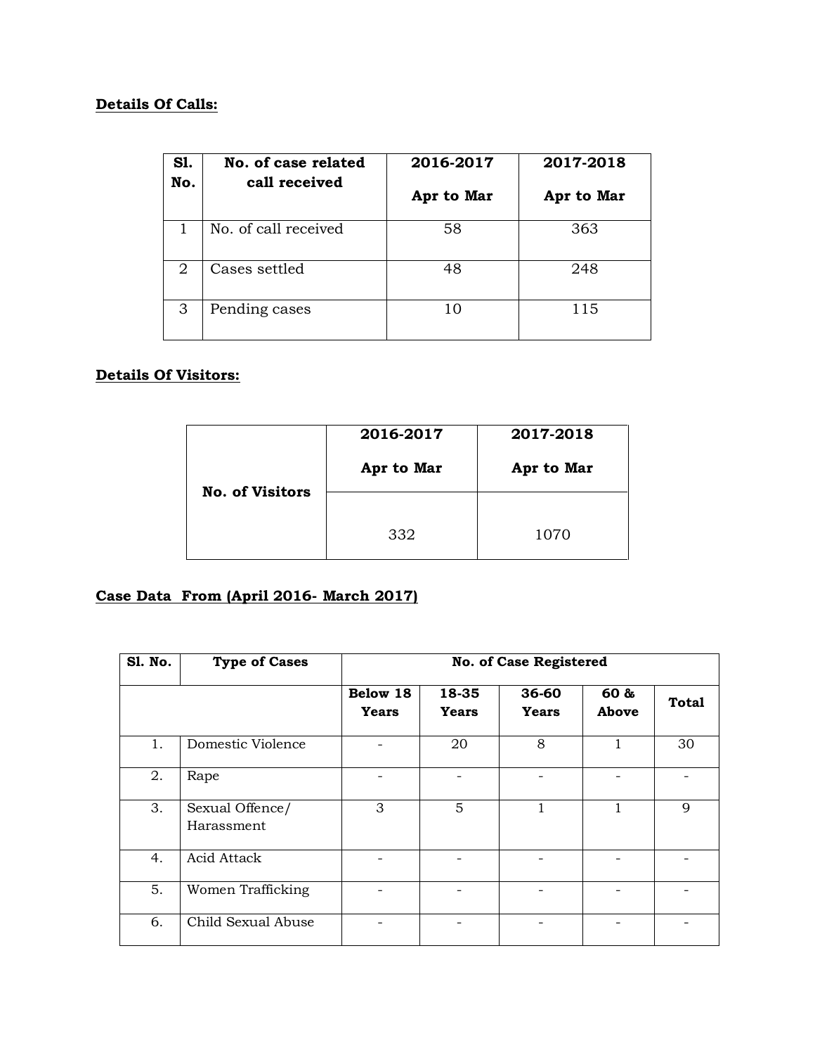**Details Of Calls:**

| Sl. No. | No. of case related call received | 2016-2017 Apr to Mar | 2017-2018 Apr to Mar |
|---|---|---|---|
| 1 | No. of call received | 58 | 363 |
| 2 | Cases settled | 48 | 248 |
| 3 | Pending cases | 10 | 115 |

**Details Of Visitors:**

| | 2016-2017 Apr to Mar | 2017-2018 Apr to Mar |
|---|---|---|
| **No. of Visitors** | 332 | 1070 |

**Case Data From (April 2016- March 2017)**

| Sl. No. | Type of Cases | No. of Case Registered | | | | |
|---|---|---|---|---|---|---|
| | | Below 18 Years | 18-35 Years | 36-60 Years | 60 & Above | Total |
| 1. | Domestic Violence | - | 20 | 8 | 1 | 30 |
| 2. | Rape | - | - | - | - | - |
| 3. | Sexual Offence/ Harassment | 3 | 5 | 1 | 1 | 9 |
| 4. | Acid Attack | - | - | - | - | - |
| 5. | Women Trafficking | - | - | - | - | - |
| 6. | Child Sexual Abuse | - | - | - | - | - |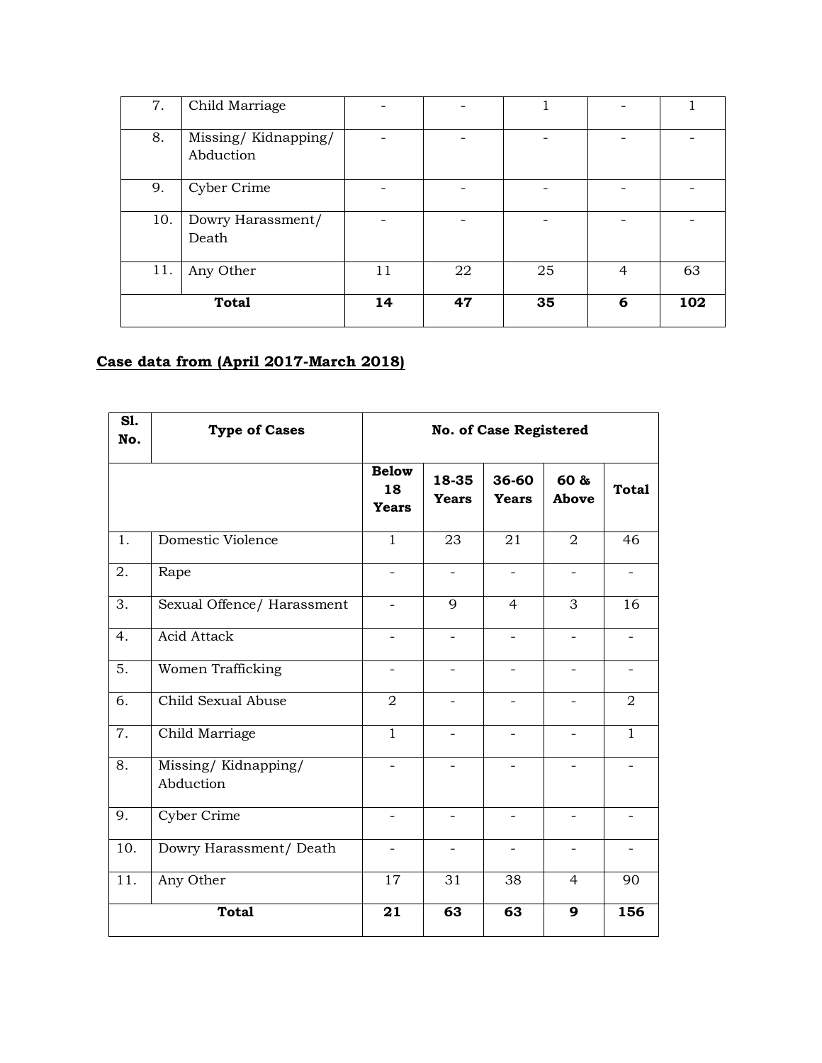| 7. | Child Marriage | - | - | 1 | - | 1 |
|---|---|---|---|---|---|---|
| 8. | Missing/ Kidnapping/ Abduction | - | - | - | - | - |
| 9. | Cyber Crime | - | - | - | - | - |
| 10. | Dowry Harassment/ Death | - | - | - | - | - |
| 11. | Any Other | 11 | 22 | 25 | 4 | 63 |
| **Total** | | **14** | **47** | **35** | **6** | **102** |

## Case data from (April 2017-March 2018)

| Sl. No. | Type of Cases | No. of Case Registered | | | | |
|---|---|---|---|---|---|---|
| | | **Below 18 Years** | **18-35 Years** | **36-60 Years** | **60 & Above** | **Total** |
| 1. | Domestic Violence | 1 | 23 | 21 | 2 | 46 |
| 2. | Rape | - | - | - | - | - |
| 3. | Sexual Offence/ Harassment | - | 9 | 4 | 3 | 16 |
| 4. | Acid Attack | - | - | - | - | - |
| 5. | Women Trafficking | - | - | - | - | - |
| 6. | Child Sexual Abuse | 2 | - | - | - | 2 |
| 7. | Child Marriage | 1 | - | - | - | 1 |
| 8. | Missing/ Kidnapping/ Abduction | - | - | - | - | - |
| 9. | Cyber Crime | - | - | - | - | - |
| 10. | Dowry Harassment/ Death | - | - | - | - | - |
| 11. | Any Other | 17 | 31 | 38 | 4 | 90 |
| **Total** | | **21** | **63** | **63** | **9** | **156** |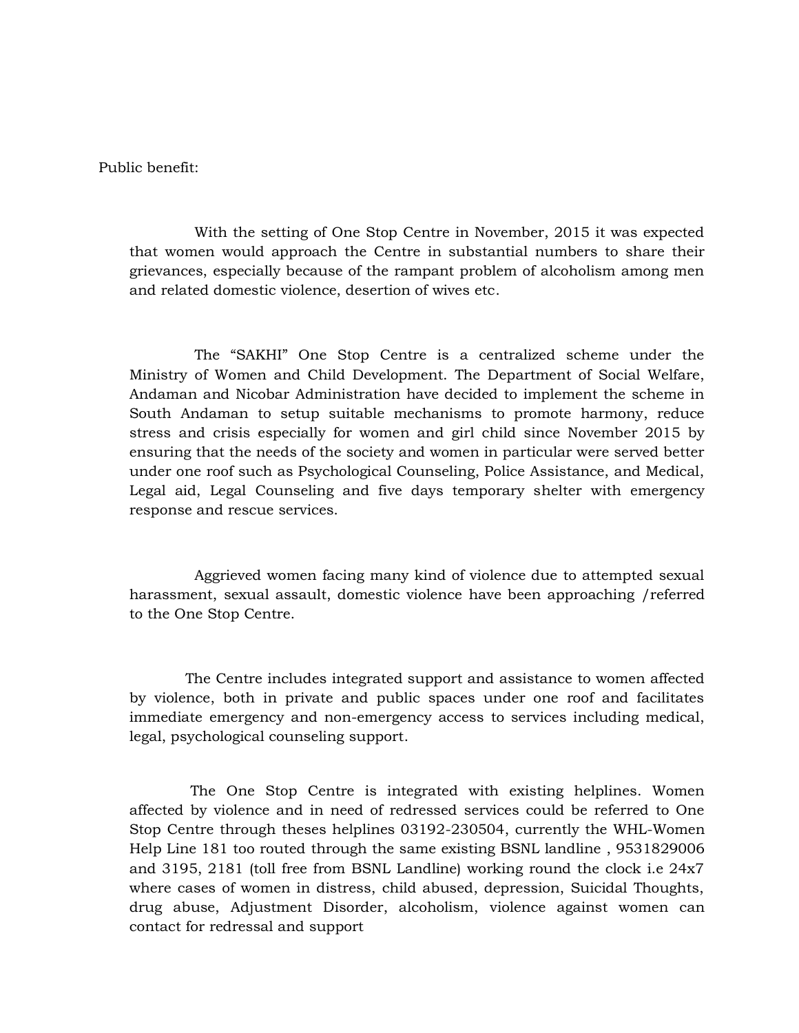Public benefit:

With the setting of One Stop Centre in November, 2015 it was expected that women would approach the Centre in substantial numbers to share their grievances, especially because of the rampant problem of alcoholism among men and related domestic violence, desertion of wives etc.

The "SAKHI" One Stop Centre is a centralized scheme under the Ministry of Women and Child Development. The Department of Social Welfare, Andaman and Nicobar Administration have decided to implement the scheme in South Andaman to setup suitable mechanisms to promote harmony, reduce stress and crisis especially for women and girl child since November 2015 by ensuring that the needs of the society and women in particular were served better under one roof such as Psychological Counseling, Police Assistance, and Medical, Legal aid, Legal Counseling and five days temporary shelter with emergency response and rescue services.

Aggrieved women facing many kind of violence due to attempted sexual harassment, sexual assault, domestic violence have been approaching /referred to the One Stop Centre.

The Centre includes integrated support and assistance to women affected by violence, both in private and public spaces under one roof and facilitates immediate emergency and non-emergency access to services including medical, legal, psychological counseling support.

The One Stop Centre is integrated with existing helplines. Women affected by violence and in need of redressed services could be referred to One Stop Centre through theses helplines 03192-230504, currently the WHL-Women Help Line 181 too routed through the same existing BSNL landline , 9531829006 and 3195, 2181 (toll free from BSNL Landline) working round the clock i.e 24x7 where cases of women in distress, child abused, depression, Suicidal Thoughts, drug abuse, Adjustment Disorder, alcoholism, violence against women can contact for redressal and support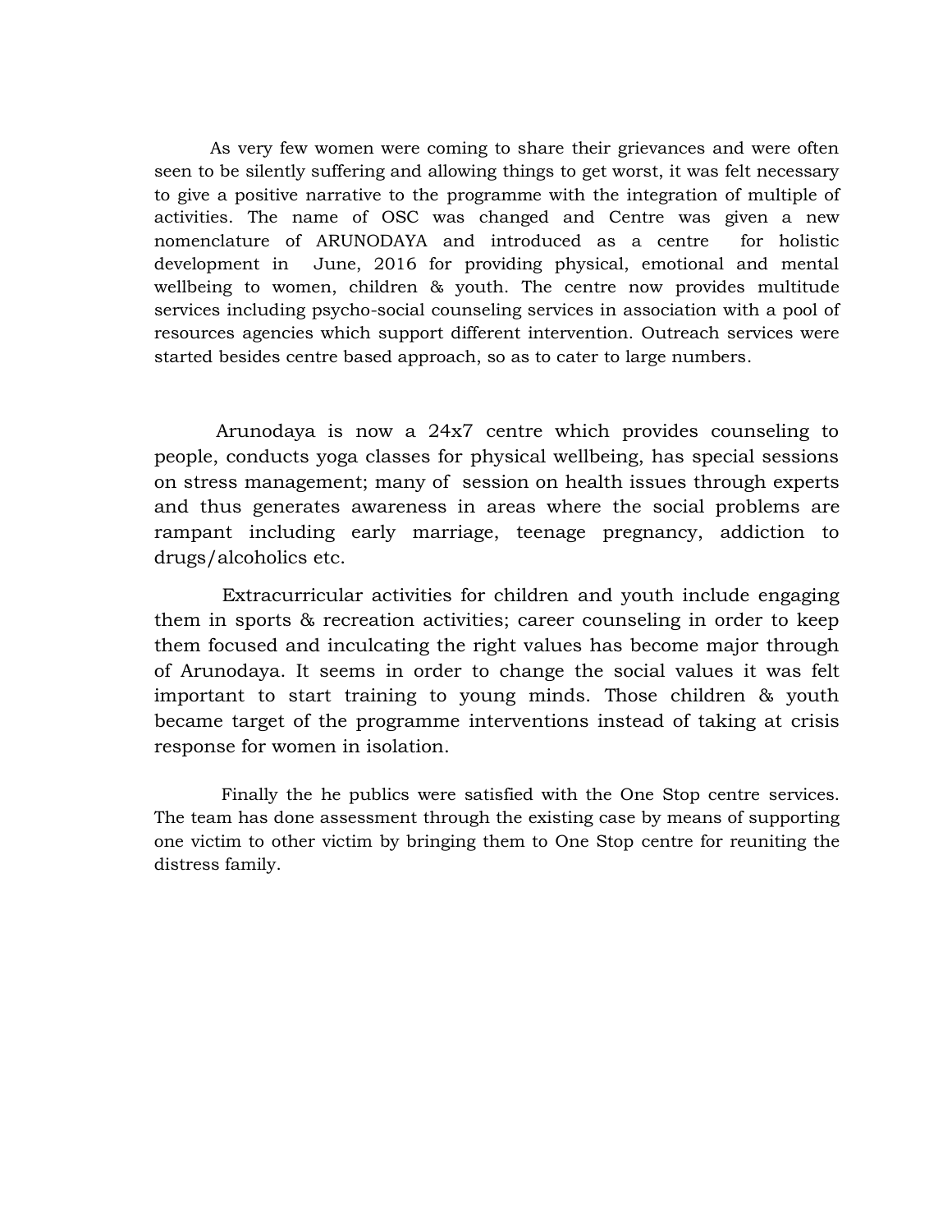As very few women were coming to share their grievances and were often seen to be silently suffering and allowing things to get worst, it was felt necessary to give a positive narrative to the programme with the integration of multiple of activities. The name of OSC was changed and Centre was given a new nomenclature of ARUNODAYA and introduced as a centre for holistic development in June, 2016 for providing physical, emotional and mental wellbeing to women, children & youth. The centre now provides multitude services including psycho-social counseling services in association with a pool of resources agencies which support different intervention. Outreach services were started besides centre based approach, so as to cater to large numbers.

Arunodaya is now a 24x7 centre which provides counseling to people, conducts yoga classes for physical wellbeing, has special sessions on stress management; many of session on health issues through experts and thus generates awareness in areas where the social problems are rampant including early marriage, teenage pregnancy, addiction to drugs/alcoholics etc.

Extracurricular activities for children and youth include engaging them in sports & recreation activities; career counseling in order to keep them focused and inculcating the right values has become major through of Arunodaya. It seems in order to change the social values it was felt important to start training to young minds. Those children & youth became target of the programme interventions instead of taking at crisis response for women in isolation.

Finally the he publics were satisfied with the One Stop centre services. The team has done assessment through the existing case by means of supporting one victim to other victim by bringing them to One Stop centre for reuniting the distress family.